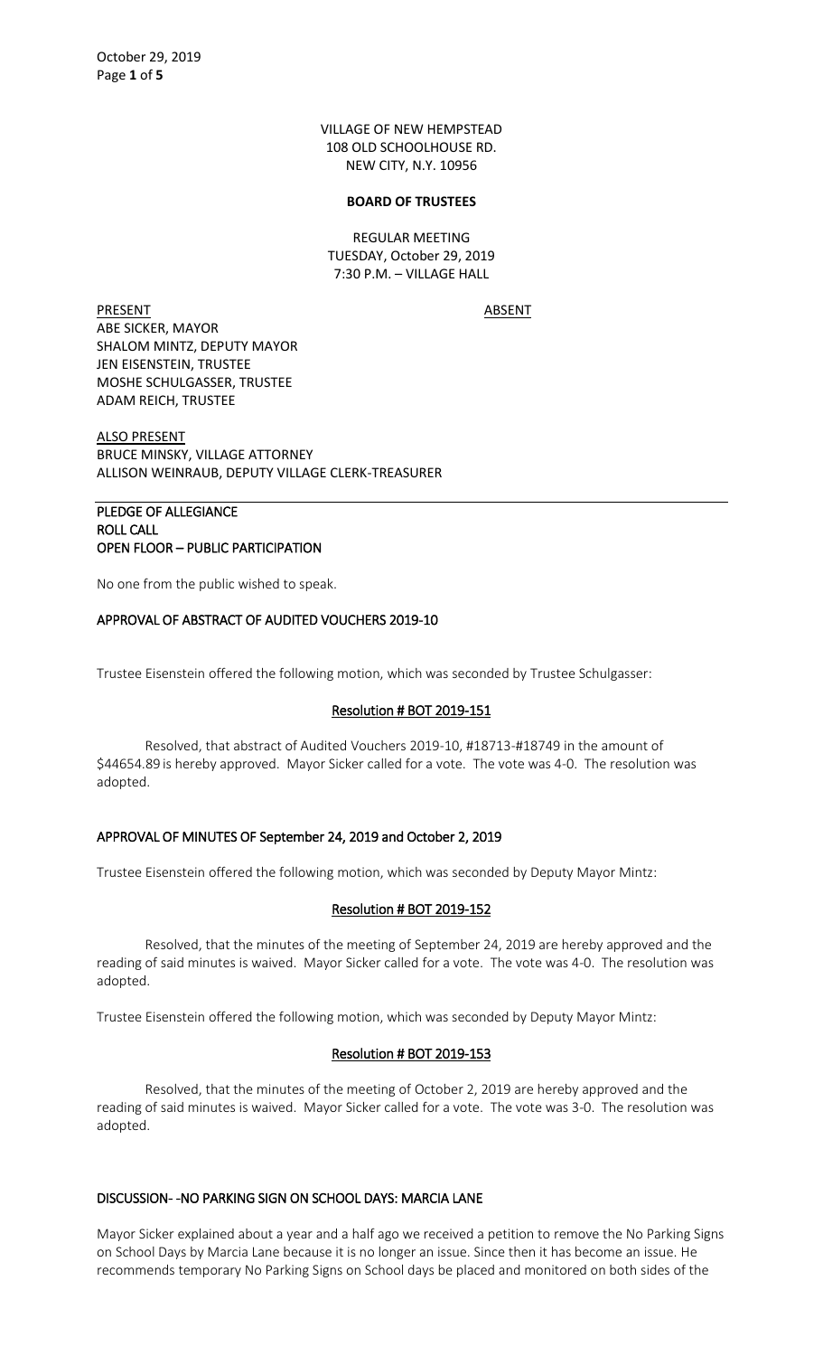VILLAGE OF NEW HEMPSTEAD
108 OLD SCHOOLHOUSE RD.
NEW CITY, N.Y. 10956

**BOARD OF TRUSTEES**

REGULAR MEETING
TUESDAY, October 29, 2019
7:30 P.M. – VILLAGE HALL

| PRESENT | ABSENT |
| --- | --- |
| ABE SICKER, MAYOR | |
| SHALOM MINTZ, DEPUTY MAYOR | |
| JEN EISENSTEIN, TRUSTEE | |
| MOSHE SCHULGASSER, TRUSTEE | |
| ADAM REICH, TRUSTEE | |

ALSO PRESENT
BRUCE MINSKY, VILLAGE ATTORNEY
ALLISON WEINRAUB, DEPUTY VILLAGE CLERK-TREASURER

**PLEDGE OF ALLEGIANCE**
**ROLL CALL**
**OPEN FLOOR – PUBLIC PARTICIPATION**

No one from the public wished to speak.

## APPROVAL OF ABSTRACT OF AUDITED VOUCHERS 2019-10

Trustee Eisenstein offered the following motion, which was seconded by Trustee Schulgasser:

### Resolution # BOT 2019-151

Resolved, that abstract of Audited Vouchers 2019-10, #18713-#18749 in the amount of $44654.89 is hereby approved. Mayor Sicker called for a vote. The vote was 4-0. The resolution was adopted.

## APPROVAL OF MINUTES OF September 24, 2019 and October 2, 2019

Trustee Eisenstein offered the following motion, which was seconded by Deputy Mayor Mintz:

### Resolution # BOT 2019-152

Resolved, that the minutes of the meeting of September 24, 2019 are hereby approved and the reading of said minutes is waived. Mayor Sicker called for a vote. The vote was 4-0. The resolution was adopted.

Trustee Eisenstein offered the following motion, which was seconded by Deputy Mayor Mintz:

### Resolution # BOT 2019-153

Resolved, that the minutes of the meeting of October 2, 2019 are hereby approved and the reading of said minutes is waived. Mayor Sicker called for a vote. The vote was 3-0. The resolution was adopted.

## DISCUSSION- -NO PARKING SIGN ON SCHOOL DAYS: MARCIA LANE

Mayor Sicker explained about a year and a half ago we received a petition to remove the No Parking Signs on School Days by Marcia Lane because it is no longer an issue. Since then it has become an issue. He recommends temporary No Parking Signs on School days be placed and monitored on both sides of the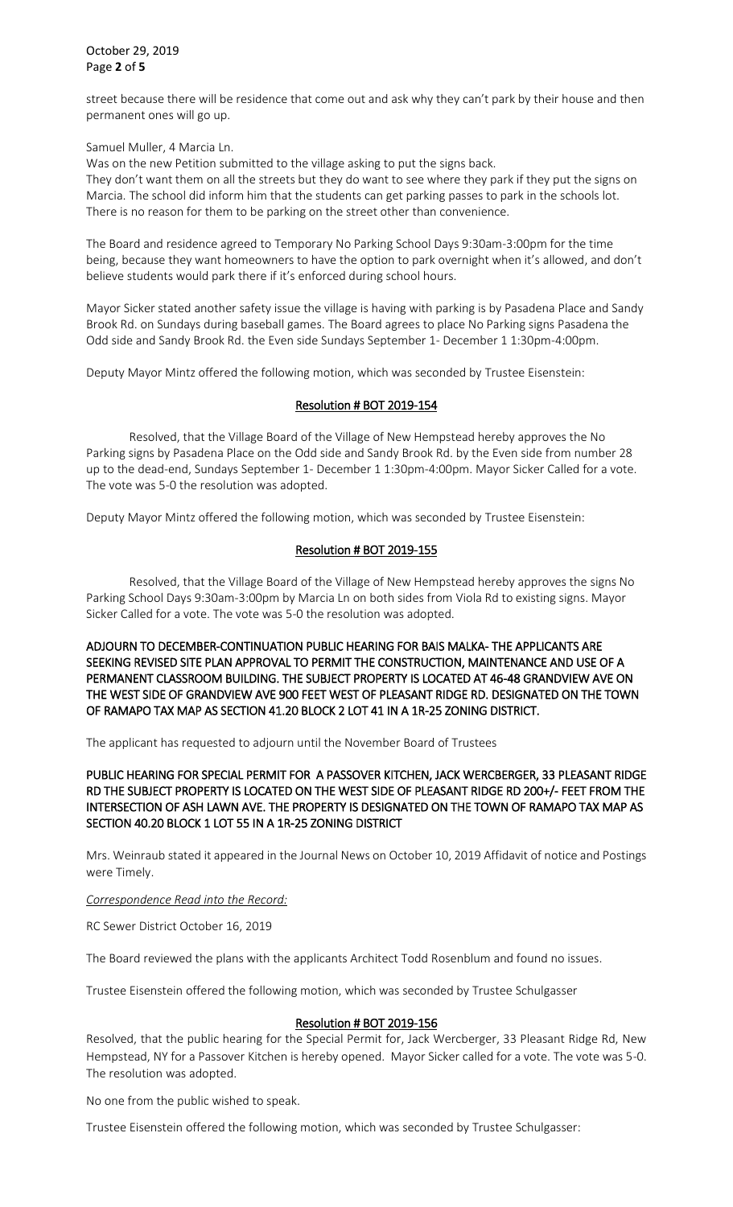street because there will be residence that come out and ask why they can't park by their house and then permanent ones will go up.

Samuel Muller, 4 Marcia Ln.

Was on the new Petition submitted to the village asking to put the signs back.

They don't want them on all the streets but they do want to see where they park if they put the signs on Marcia. The school did inform him that the students can get parking passes to park in the schools lot. There is no reason for them to be parking on the street other than convenience.

The Board and residence agreed to Temporary No Parking School Days 9:30am-3:00pm for the time being, because they want homeowners to have the option to park overnight when it's allowed, and don't believe students would park there if it's enforced during school hours.

Mayor Sicker stated another safety issue the village is having with parking is by Pasadena Place and Sandy Brook Rd. on Sundays during baseball games. The Board agrees to place No Parking signs Pasadena the Odd side and Sandy Brook Rd. the Even side Sundays September 1- December 1 1:30pm-4:00pm.

Deputy Mayor Mintz offered the following motion, which was seconded by Trustee Eisenstein:

**Resolution # BOT 2019-154**

Resolved, that the Village Board of the Village of New Hempstead hereby approves the No Parking signs by Pasadena Place on the Odd side and Sandy Brook Rd. by the Even side from number 28 up to the dead-end, Sundays September 1- December 1 1:30pm-4:00pm. Mayor Sicker Called for a vote. The vote was 5-0 the resolution was adopted.

Deputy Mayor Mintz offered the following motion, which was seconded by Trustee Eisenstein:

**Resolution # BOT 2019-155**

Resolved, that the Village Board of the Village of New Hempstead hereby approves the signs No Parking School Days 9:30am-3:00pm by Marcia Ln on both sides from Viola Rd to existing signs. Mayor Sicker Called for a vote. The vote was 5-0 the resolution was adopted.

**ADJOURN TO DECEMBER-CONTINUATION PUBLIC HEARING FOR BAIS MALKA- THE APPLICANTS ARE SEEKING REVISED SITE PLAN APPROVAL TO PERMIT THE CONSTRUCTION, MAINTENANCE AND USE OF A PERMANENT CLASSROOM BUILDING. THE SUBJECT PROPERTY IS LOCATED AT 46-48 GRANDVIEW AVE ON THE WEST SIDE OF GRANDVIEW AVE 900 FEET WEST OF PLEASANT RIDGE RD. DESIGNATED ON THE TOWN OF RAMAPO TAX MAP AS SECTION 41.20 BLOCK 2 LOT 41 IN A 1R-25 ZONING DISTRICT.**

The applicant has requested to adjourn until the November Board of Trustees

**PUBLIC HEARING FOR SPECIAL PERMIT FOR A PASSOVER KITCHEN, JACK WERCBERGER, 33 PLEASANT RIDGE RD THE SUBJECT PROPERTY IS LOCATED ON THE WEST SIDE OF PLEASANT RIDGE RD 200+/- FEET FROM THE INTERSECTION OF ASH LAWN AVE. THE PROPERTY IS DESIGNATED ON THE TOWN OF RAMAPO TAX MAP AS SECTION 40.20 BLOCK 1 LOT 55 IN A 1R-25 ZONING DISTRICT**

Mrs. Weinraub stated it appeared in the Journal News on October 10, 2019 Affidavit of notice and Postings were Timely.

*Correspondence Read into the Record:*

RC Sewer District October 16, 2019

The Board reviewed the plans with the applicants Architect Todd Rosenblum and found no issues.

Trustee Eisenstein offered the following motion, which was seconded by Trustee Schulgasser

**Resolution # BOT 2019-156**

Resolved, that the public hearing for the Special Permit for, Jack Wercberger, 33 Pleasant Ridge Rd, New Hempstead, NY for a Passover Kitchen is hereby opened. Mayor Sicker called for a vote. The vote was 5-0. The resolution was adopted.

No one from the public wished to speak.

Trustee Eisenstein offered the following motion, which was seconded by Trustee Schulgasser: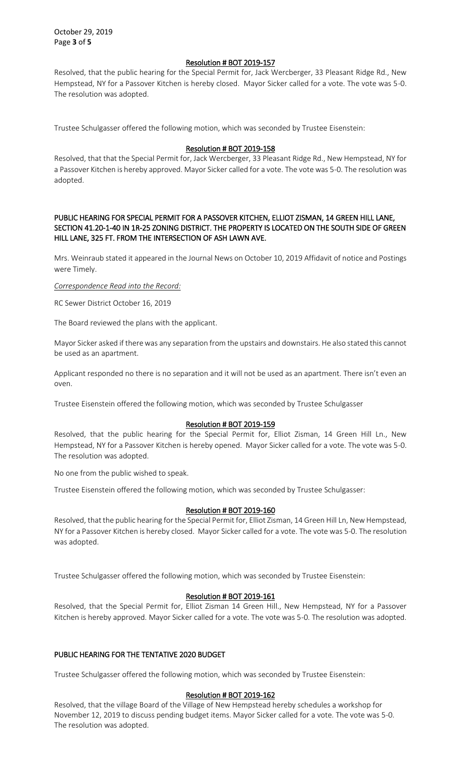## Resolution # BOT 2019-157

Resolved, that the public hearing for the Special Permit for, Jack Wercberger, 33 Pleasant Ridge Rd., New Hempstead, NY for a Passover Kitchen is hereby closed. Mayor Sicker called for a vote. The vote was 5-0. The resolution was adopted.

Trustee Schulgasser offered the following motion, which was seconded by Trustee Eisenstein:

## Resolution # BOT 2019-158

Resolved, that that the Special Permit for, Jack Wercberger, 33 Pleasant Ridge Rd., New Hempstead, NY for a Passover Kitchen is hereby approved. Mayor Sicker called for a vote. The vote was 5-0. The resolution was adopted.

## PUBLIC HEARING FOR SPECIAL PERMIT FOR A PASSOVER KITCHEN, ELLIOT ZISMAN, 14 GREEN HILL LANE, SECTION 41.20-1-40 IN 1R-25 ZONING DISTRICT. THE PROPERTY IS LOCATED ON THE SOUTH SIDE OF GREEN HILL LANE, 325 FT. FROM THE INTERSECTION OF ASH LAWN AVE.

Mrs. Weinraub stated it appeared in the Journal News on October 10, 2019 Affidavit of notice and Postings were Timely.

*Correspondence Read into the Record:*

RC Sewer District October 16, 2019

The Board reviewed the plans with the applicant.

Mayor Sicker asked if there was any separation from the upstairs and downstairs. He also stated this cannot be used as an apartment.

Applicant responded no there is no separation and it will not be used as an apartment. There isn't even an oven.

Trustee Eisenstein offered the following motion, which was seconded by Trustee Schulgasser

## Resolution # BOT 2019-159

Resolved, that the public hearing for the Special Permit for, Elliot Zisman, 14 Green Hill Ln., New Hempstead, NY for a Passover Kitchen is hereby opened. Mayor Sicker called for a vote. The vote was 5-0. The resolution was adopted.

No one from the public wished to speak.

Trustee Eisenstein offered the following motion, which was seconded by Trustee Schulgasser:

## Resolution # BOT 2019-160

Resolved, that the public hearing for the Special Permit for, Elliot Zisman, 14 Green Hill Ln, New Hempstead, NY for a Passover Kitchen is hereby closed. Mayor Sicker called for a vote. The vote was 5-0. The resolution was adopted.

Trustee Schulgasser offered the following motion, which was seconded by Trustee Eisenstein:

## Resolution # BOT 2019-161

Resolved, that the Special Permit for, Elliot Zisman 14 Green Hill., New Hempstead, NY for a Passover Kitchen is hereby approved. Mayor Sicker called for a vote. The vote was 5-0. The resolution was adopted.

## PUBLIC HEARING FOR THE TENTATIVE 2020 BUDGET

Trustee Schulgasser offered the following motion, which was seconded by Trustee Eisenstein:

## Resolution # BOT 2019-162

Resolved, that the village Board of the Village of New Hempstead hereby schedules a workshop for November 12, 2019 to discuss pending budget items. Mayor Sicker called for a vote. The vote was 5-0. The resolution was adopted.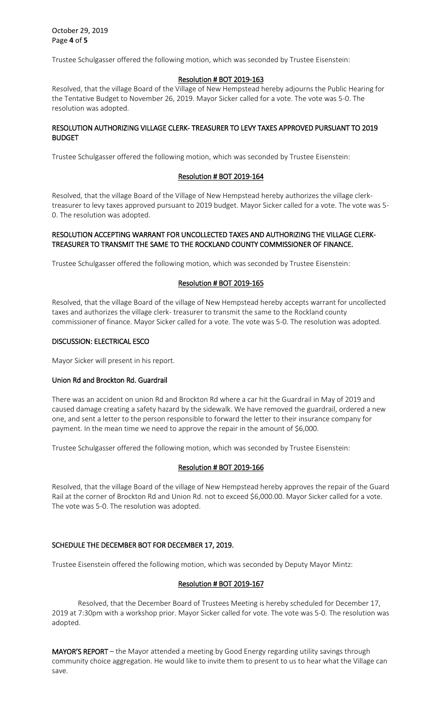Trustee Schulgasser offered the following motion, which was seconded by Trustee Eisenstein:

**Resolution # BOT 2019-163**

Resolved, that the village Board of the Village of New Hempstead hereby adjourns the Public Hearing for the Tentative Budget to November 26, 2019. Mayor Sicker called for a vote. The vote was 5-0. The resolution was adopted.

**RESOLUTION AUTHORIZING VILLAGE CLERK- TREASURER TO LEVY TAXES APPROVED PURSUANT TO 2019 BUDGET**

Trustee Schulgasser offered the following motion, which was seconded by Trustee Eisenstein:

**Resolution # BOT 2019-164**

Resolved, that the village Board of the Village of New Hempstead hereby authorizes the village clerk-treasurer to levy taxes approved pursuant to 2019 budget. Mayor Sicker called for a vote. The vote was 5-0. The resolution was adopted.

**RESOLUTION ACCEPTING WARRANT FOR UNCOLLECTED TAXES AND AUTHORIZING THE VILLAGE CLERK-TREASURER TO TRANSMIT THE SAME TO THE ROCKLAND COUNTY COMMISSIONER OF FINANCE.**

Trustee Schulgasser offered the following motion, which was seconded by Trustee Eisenstein:

**Resolution # BOT 2019-165**

Resolved, that the village Board of the village of New Hempstead hereby accepts warrant for uncollected taxes and authorizes the village clerk- treasurer to transmit the same to the Rockland county commissioner of finance. Mayor Sicker called for a vote. The vote was 5-0. The resolution was adopted.

**DISCUSSION: ELECTRICAL ESCO**

Mayor Sicker will present in his report.

**Union Rd and Brockton Rd. Guardrail**

There was an accident on union Rd and Brockton Rd where a car hit the Guardrail in May of 2019 and caused damage creating a safety hazard by the sidewalk. We have removed the guardrail, ordered a new one, and sent a letter to the person responsible to forward the letter to their insurance company for payment. In the mean time we need to approve the repair in the amount of $6,000.

Trustee Schulgasser offered the following motion, which was seconded by Trustee Eisenstein:

**Resolution # BOT 2019-166**

Resolved, that the village Board of the village of New Hempstead hereby approves the repair of the Guard Rail at the corner of Brockton Rd and Union Rd. not to exceed $6,000.00. Mayor Sicker called for a vote. The vote was 5-0. The resolution was adopted.

**SCHEDULE THE DECEMBER BOT FOR DECEMBER 17, 2019.**

Trustee Eisenstein offered the following motion, which was seconded by Deputy Mayor Mintz:

**Resolution # BOT 2019-167**

Resolved, that the December Board of Trustees Meeting is hereby scheduled for December 17, 2019 at 7:30pm with a workshop prior. Mayor Sicker called for vote. The vote was 5-0. The resolution was adopted.

**MAYOR'S REPORT** – the Mayor attended a meeting by Good Energy regarding utility savings through community choice aggregation. He would like to invite them to present to us to hear what the Village can save.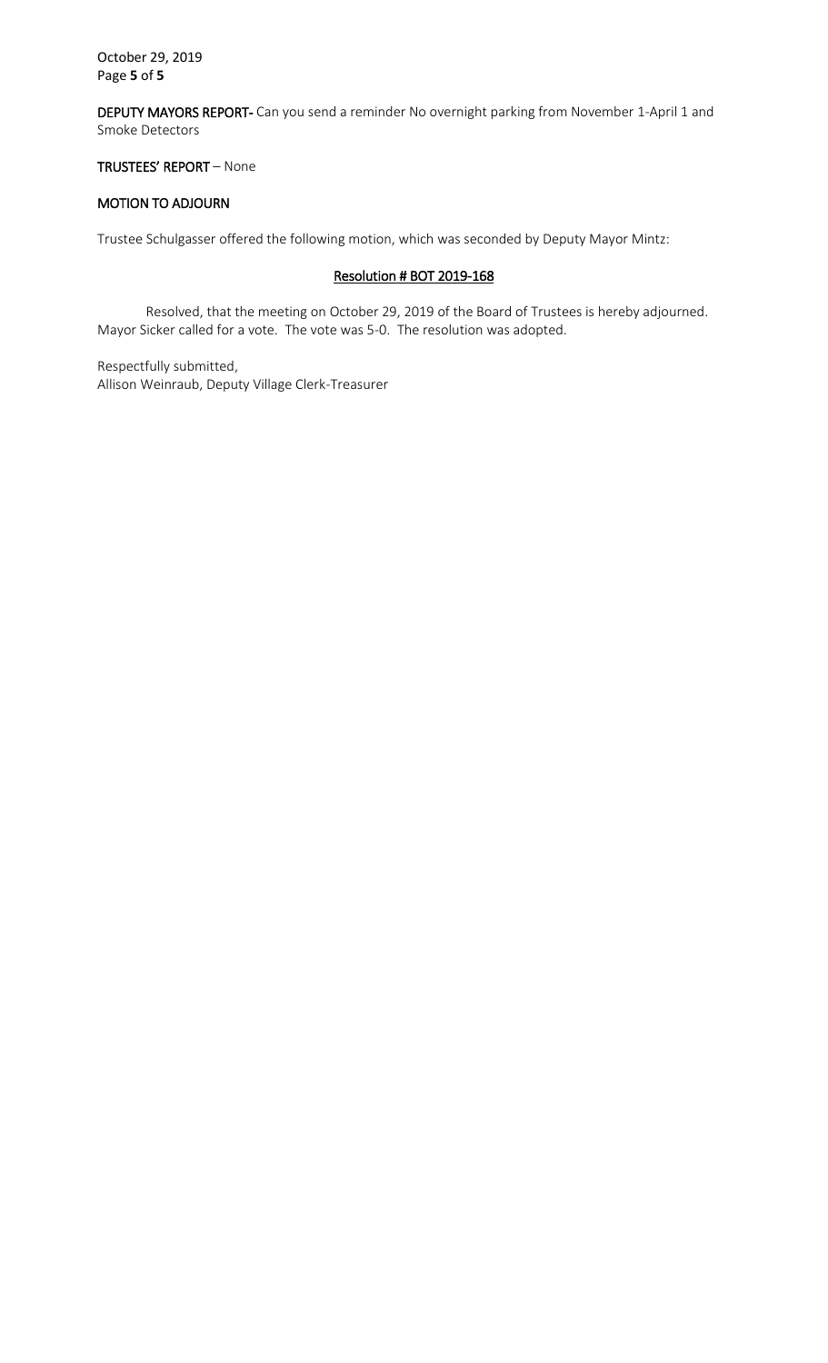**DEPUTY MAYORS REPORT-** Can you send a reminder No overnight parking from November 1-April 1 and Smoke Detectors

**TRUSTEES' REPORT** – None

**MOTION TO ADJOURN**

Trustee Schulgasser offered the following motion, which was seconded by Deputy Mayor Mintz:

**Resolution # BOT 2019-168**

Resolved, that the meeting on October 29, 2019 of the Board of Trustees is hereby adjourned. Mayor Sicker called for a vote. The vote was 5-0. The resolution was adopted.

Respectfully submitted,
Allison Weinraub, Deputy Village Clerk-Treasurer